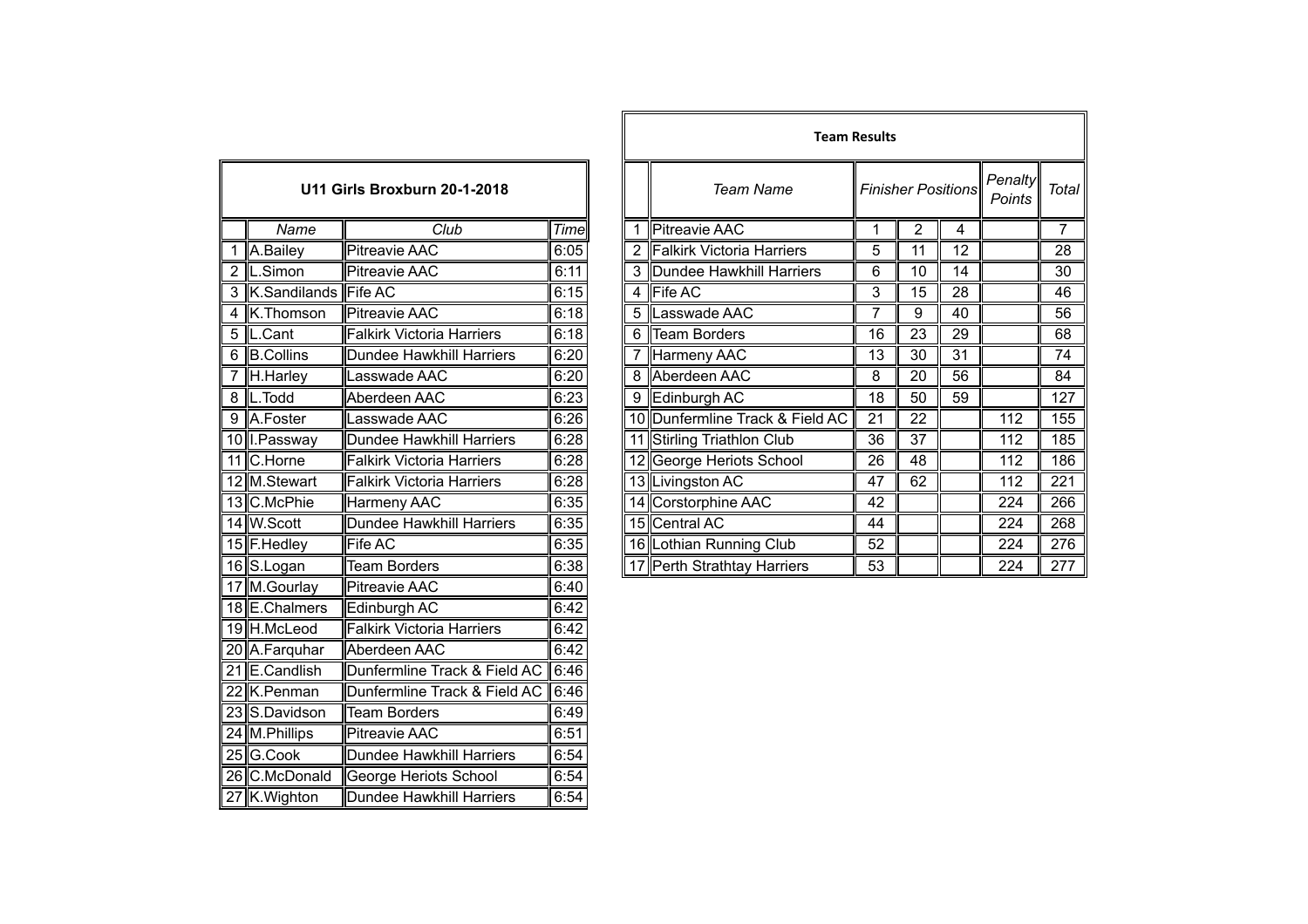## U11 Girls Broxburn 20-1-2018

| | Name | Club | Time |
|---|---|---|---|
| 1 | A.Bailey | Pitreavie AAC | 6:05 |
| 2 | L.Simon | Pitreavie AAC | 6:11 |
| 3 | K.Sandilands | Fife AC | 6:15 |
| 4 | K.Thomson | Pitreavie AAC | 6:18 |
| 5 | L.Cant | Falkirk Victoria Harriers | 6:18 |
| 6 | B.Collins | Dundee Hawkhill Harriers | 6:20 |
| 7 | H.Harley | Lasswade AAC | 6:20 |
| 8 | L.Todd | Aberdeen AAC | 6:23 |
| 9 | A.Foster | Lasswade AAC | 6:26 |
| 10 | I.Passway | Dundee Hawkhill Harriers | 6:28 |
| 11 | C.Horne | Falkirk Victoria Harriers | 6:28 |
| 12 | M.Stewart | Falkirk Victoria Harriers | 6:28 |
| 13 | C.McPhie | Harmeny AAC | 6:35 |
| 14 | W.Scott | Dundee Hawkhill Harriers | 6:35 |
| 15 | F.Hedley | Fife AC | 6:35 |
| 16 | S.Logan | Team Borders | 6:38 |
| 17 | M.Gourlay | Pitreavie AAC | 6:40 |
| 18 | E.Chalmers | Edinburgh AC | 6:42 |
| 19 | H.McLeod | Falkirk Victoria Harriers | 6:42 |
| 20 | A.Farquhar | Aberdeen AAC | 6:42 |
| 21 | E.Candlish | Dunfermline Track & Field AC | 6:46 |
| 22 | K.Penman | Dunfermline Track & Field AC | 6:46 |
| 23 | S.Davidson | Team Borders | 6:49 |
| 24 | M.Phillips | Pitreavie AAC | 6:51 |
| 25 | G.Cook | Dundee Hawkhill Harriers | 6:54 |
| 26 | C.McDonald | George Heriots School | 6:54 |
| 27 | K.Wighton | Dundee Hawkhill Harriers | 6:54 |

## Team Results

| | Team Name | Finisher Positions | | | Penalty Points | Total |
|---|---|---|---|---|---|---|
| 1 | Pitreavie AAC | 1 | 2 | 4 | | 7 |
| 2 | Falkirk Victoria Harriers | 5 | 11 | 12 | | 28 |
| 3 | Dundee Hawkhill Harriers | 6 | 10 | 14 | | 30 |
| 4 | Fife AC | 3 | 15 | 28 | | 46 |
| 5 | Lasswade AAC | 7 | 9 | 40 | | 56 |
| 6 | Team Borders | 16 | 23 | 29 | | 68 |
| 7 | Harmeny AAC | 13 | 30 | 31 | | 74 |
| 8 | Aberdeen AAC | 8 | 20 | 56 | | 84 |
| 9 | Edinburgh AC | 18 | 50 | 59 | | 127 |
| 10 | Dunfermline Track & Field AC | 21 | 22 | | 112 | 155 |
| 11 | Stirling Triathlon Club | 36 | 37 | | 112 | 185 |
| 12 | George Heriots School | 26 | 48 | | 112 | 186 |
| 13 | Livingston AC | 47 | 62 | | 112 | 221 |
| 14 | Corstorphine AAC | 42 | | | 224 | 266 |
| 15 | Central AC | 44 | | | 224 | 268 |
| 16 | Lothian Running Club | 52 | | | 224 | 276 |
| 17 | Perth Strathtay Harriers | 53 | | | 224 | 277 |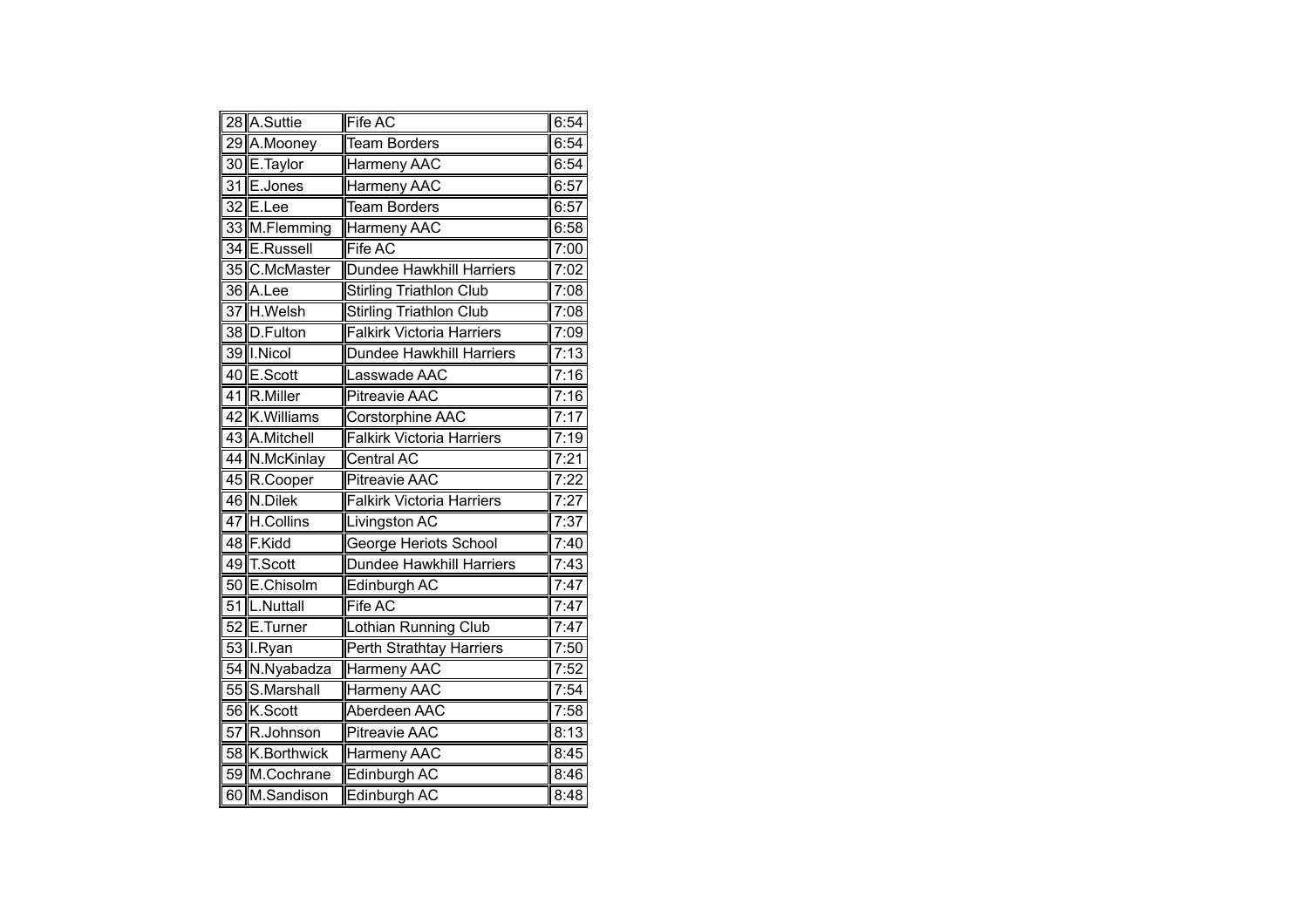| 28 | A.Suttie | Fife AC | 6:54 |
|---|---|---|---|
| 29 | A.Mooney | Team Borders | 6:54 |
| 30 | E.Taylor | Harmeny AAC | 6:54 |
| 31 | E.Jones | Harmeny AAC | 6:57 |
| 32 | E.Lee | Team Borders | 6:57 |
| 33 | M.Flemming | Harmeny AAC | 6:58 |
| 34 | E.Russell | Fife AC | 7:00 |
| 35 | C.McMaster | Dundee Hawkhill Harriers | 7:02 |
| 36 | A.Lee | Stirling Triathlon Club | 7:08 |
| 37 | H.Welsh | Stirling Triathlon Club | 7:08 |
| 38 | D.Fulton | Falkirk Victoria Harriers | 7:09 |
| 39 | I.Nicol | Dundee Hawkhill Harriers | 7:13 |
| 40 | E.Scott | Lasswade AAC | 7:16 |
| 41 | R.Miller | Pitreavie AAC | 7:16 |
| 42 | K.Williams | Corstorphine AAC | 7:17 |
| 43 | A.Mitchell | Falkirk Victoria Harriers | 7:19 |
| 44 | N.McKinlay | Central AC | 7:21 |
| 45 | R.Cooper | Pitreavie AAC | 7:22 |
| 46 | N.Dilek | Falkirk Victoria Harriers | 7:27 |
| 47 | H.Collins | Livingston AC | 7:37 |
| 48 | F.Kidd | George Heriots School | 7:40 |
| 49 | T.Scott | Dundee Hawkhill Harriers | 7:43 |
| 50 | E.Chisolm | Edinburgh AC | 7:47 |
| 51 | L.Nuttall | Fife AC | 7:47 |
| 52 | E.Turner | Lothian Running Club | 7:47 |
| 53 | I.Ryan | Perth Strathtay Harriers | 7:50 |
| 54 | N.Nyabadza | Harmeny AAC | 7:52 |
| 55 | S.Marshall | Harmeny AAC | 7:54 |
| 56 | K.Scott | Aberdeen AAC | 7:58 |
| 57 | R.Johnson | Pitreavie AAC | 8:13 |
| 58 | K.Borthwick | Harmeny AAC | 8:45 |
| 59 | M.Cochrane | Edinburgh AC | 8:46 |
| 60 | M.Sandison | Edinburgh AC | 8:48 |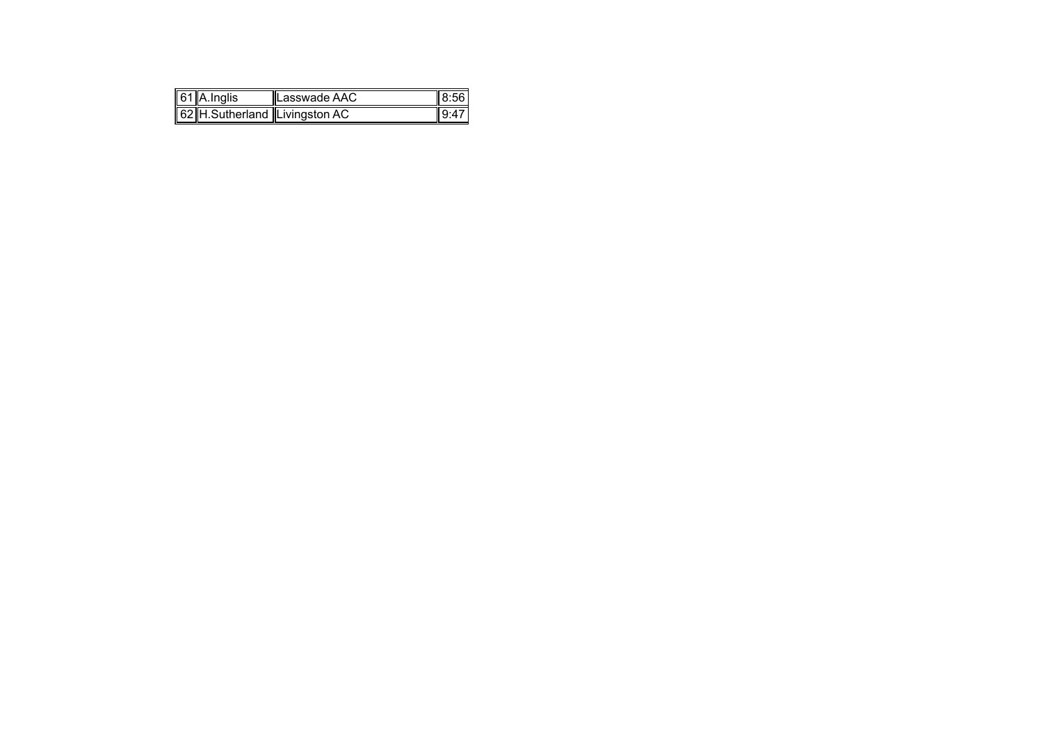| | | | |
|---|---|---|---|
| 61 | A.Inglis | Lasswade AAC | 8:56 |
| 62 | H.Sutherland | Livingston AC | 9:47 |